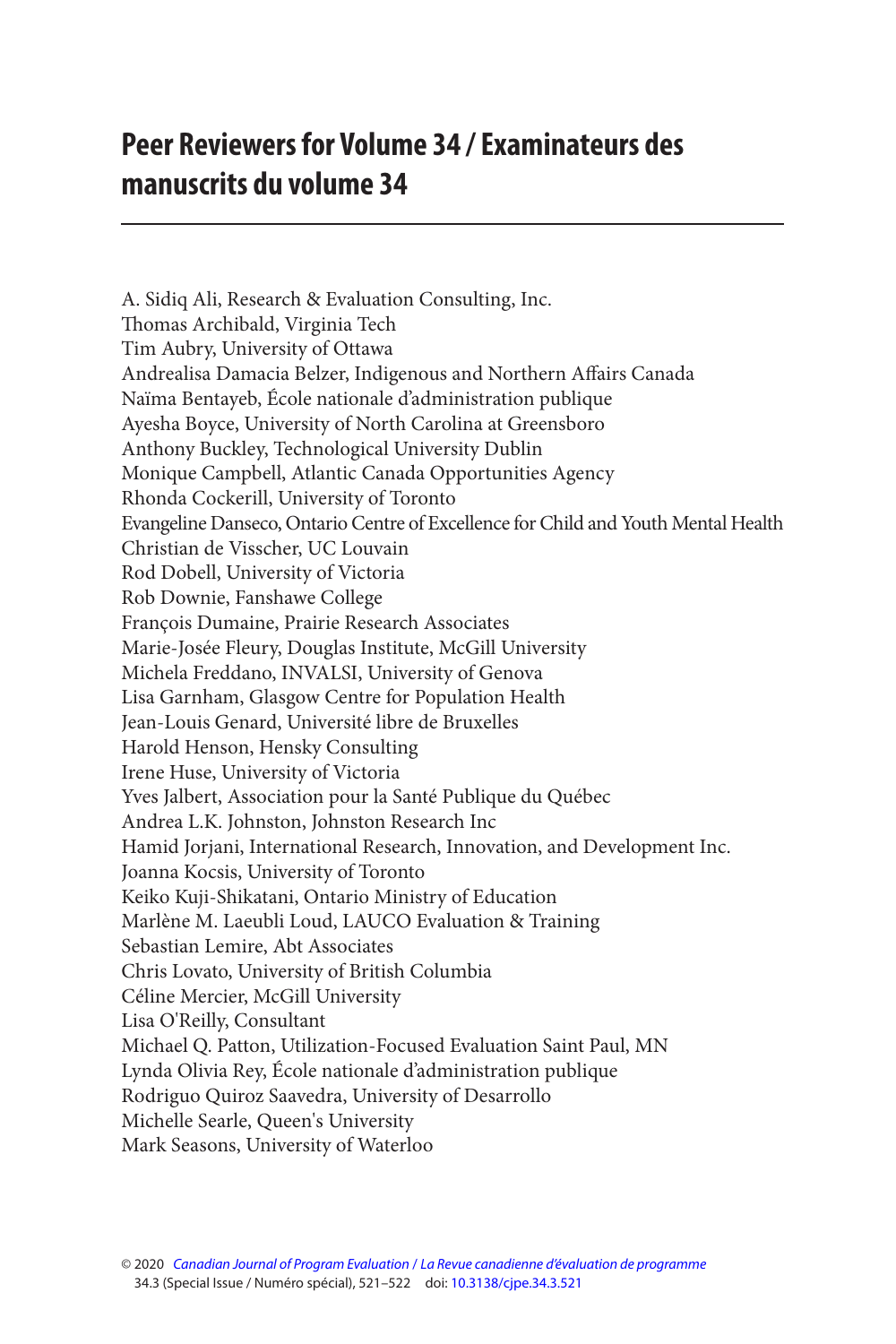# Peer Reviewers for Volume 34 / Examinateurs des manuscrits du volume 34

A. Sidiq Ali, Research & Evaluation Consulting, Inc.
Thomas Archibald, Virginia Tech
Tim Aubry, University of Ottawa
Andrealisa Damacia Belzer, Indigenous and Northern Affairs Canada
Naïma Bentayeb, École nationale d'administration publique
Ayesha Boyce, University of North Carolina at Greensboro
Anthony Buckley, Technological University Dublin
Monique Campbell, Atlantic Canada Opportunities Agency
Rhonda Cockerill, University of Toronto
Evangeline Danseco, Ontario Centre of Excellence for Child and Youth Mental Health
Christian de Visscher, UC Louvain
Rod Dobell, University of Victoria
Rob Downie, Fanshawe College
François Dumaine, Prairie Research Associates
Marie-Josée Fleury, Douglas Institute, McGill University
Michela Freddano, INVALSI, University of Genova
Lisa Garnham, Glasgow Centre for Population Health
Jean-Louis Genard, Université libre de Bruxelles
Harold Henson, Hensky Consulting
Irene Huse, University of Victoria
Yves Jalbert, Association pour la Santé Publique du Québec
Andrea L.K. Johnston, Johnston Research Inc
Hamid Jorjani, International Research, Innovation, and Development Inc.
Joanna Kocsis, University of Toronto
Keiko Kuji-Shikatani, Ontario Ministry of Education
Marlène M. Laeubli Loud, LAUCO Evaluation & Training
Sebastian Lemire, Abt Associates
Chris Lovato, University of British Columbia
Céline Mercier, McGill University
Lisa O'Reilly, Consultant
Michael Q. Patton, Utilization-Focused Evaluation Saint Paul, MN
Lynda Olivia Rey, École nationale d'administration publique
Rodriguo Quiroz Saavedra, University of Desarrollo
Michelle Searle, Queen's University
Mark Seasons, University of Waterloo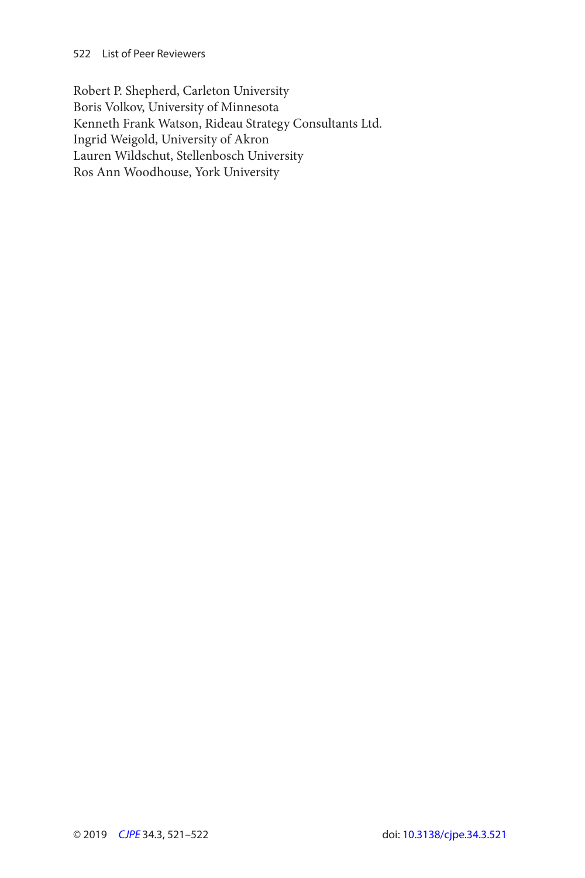Robert P. Shepherd, Carleton University
Boris Volkov, University of Minnesota
Kenneth Frank Watson, Rideau Strategy Consultants Ltd.
Ingrid Weigold, University of Akron
Lauren Wildschut, Stellenbosch University
Ros Ann Woodhouse, York University